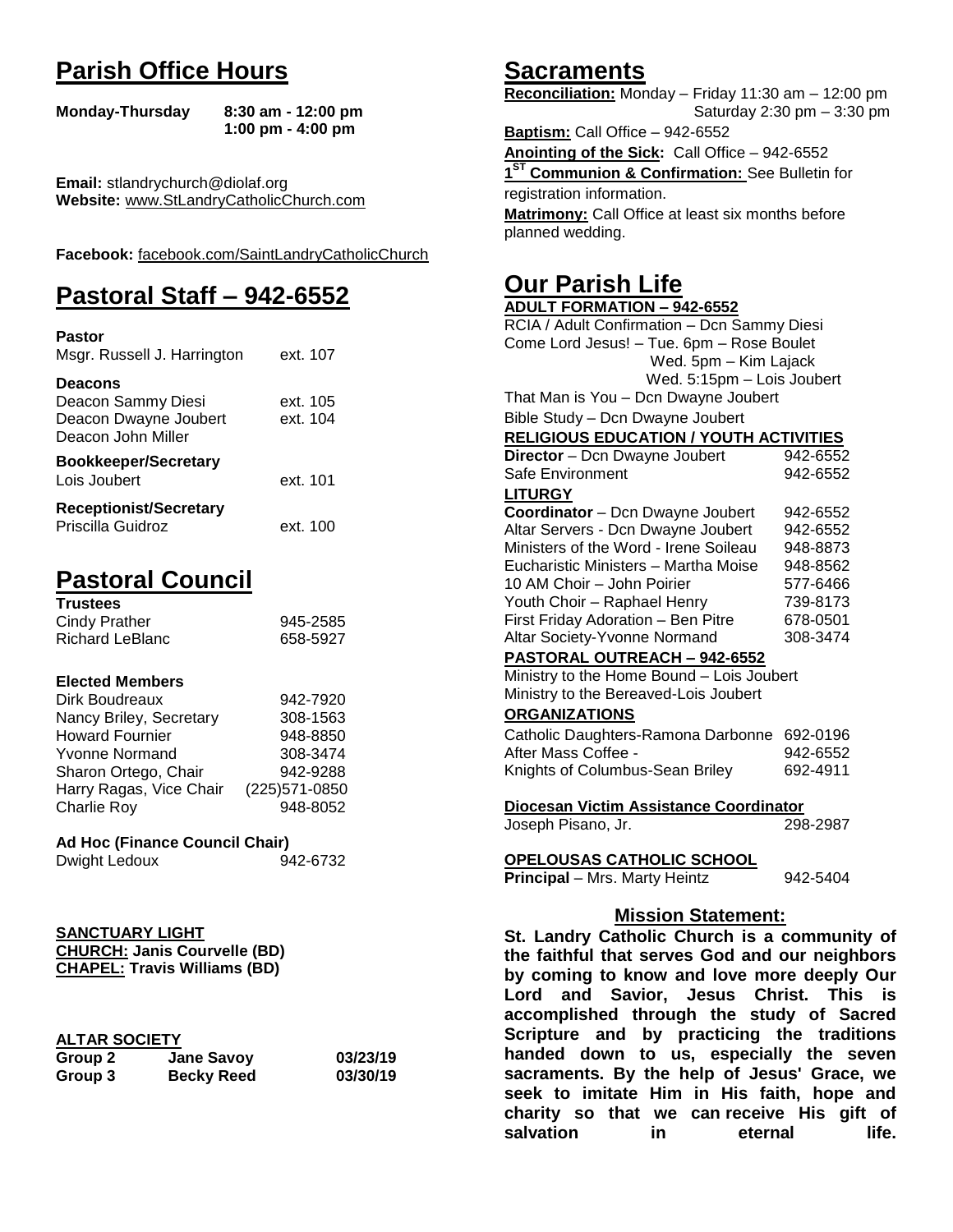# Parish Office Hours

**Monday-Thursday** **8:30 am - 12:00 pm**
**1:00 pm - 4:00 pm**

**Email:** stlandrychurch@diolaf.org
**Website:** www.StLandryCatholicChurch.com

**Facebook:** facebook.com/SaintLandryCatholicChurch

# Pastoral Staff – 942-6552

**Pastor**

| | |
|---|---|
| Msgr. Russell J. Harrington | ext. 107 |

**Deacons**

| | |
|---|---|
| Deacon Sammy Diesi | ext. 105 |
| Deacon Dwayne Joubert | ext. 104 |
| Deacon John Miller | |

**Bookkeeper/Secretary**

| | |
|---|---|
| Lois Joubert | ext. 101 |

**Receptionist/Secretary**

| | |
|---|---|
| Priscilla Guidroz | ext. 100 |

# Pastoral Council

**Trustees**

| | |
|---|---|
| Cindy Prather | 945-2585 |
| Richard LeBlanc | 658-5927 |

**Elected Members**

| | |
|---|---|
| Dirk Boudreaux | 942-7920 |
| Nancy Briley, Secretary | 308-1563 |
| Howard Fournier | 948-8850 |
| Yvonne Normand | 308-3474 |
| Sharon Ortego, Chair | 942-9288 |
| Harry Ragas, Vice Chair | (225)571-0850 |
| Charlie Roy | 948-8052 |

**Ad Hoc (Finance Council Chair)**

| | |
|---|---|
| Dwight Ledoux | 942-6732 |

**SANCTUARY LIGHT**
**CHURCH: Janis Courvelle (BD)**
**CHAPEL: Travis Williams (BD)**

**ALTAR SOCIETY**

| | | |
|---|---|---|
| **Group 2** | **Jane Savoy** | **03/23/19** |
| **Group 3** | **Becky Reed** | **03/30/19** |

# Sacraments

**Reconciliation:** Monday – Friday 11:30 am – 12:00 pm
Saturday 2:30 pm – 3:30 pm

**Baptism:** Call Office – 942-6552

**Anointing of the Sick:** Call Office – 942-6552

**1ST Communion & Confirmation:** See Bulletin for registration information.

**Matrimony:** Call Office at least six months before planned wedding.

# Our Parish Life

**ADULT FORMATION – 942-6552**

RCIA / Adult Confirmation – Dcn Sammy Diesi
Come Lord Jesus! – Tue. 6pm – Rose Boulet
Wed. 5pm – Kim Lajack
Wed. 5:15pm – Lois Joubert
That Man is You – Dcn Dwayne Joubert
Bible Study – Dcn Dwayne Joubert

**RELIGIOUS EDUCATION / YOUTH ACTIVITIES**

| | |
|---|---|
| **Director** – Dcn Dwayne Joubert | 942-6552 |
| Safe Environment | 942-6552 |

**LITURGY**

| | |
|---|---|
| **Coordinator** – Dcn Dwayne Joubert | 942-6552 |
| Altar Servers - Dcn Dwayne Joubert | 942-6552 |
| Ministers of the Word - Irene Soileau | 948-8873 |
| Eucharistic Ministers – Martha Moise | 948-8562 |
| 10 AM Choir – John Poirier | 577-6466 |
| Youth Choir – Raphael Henry | 739-8173 |
| First Friday Adoration – Ben Pitre | 678-0501 |
| Altar Society-Yvonne Normand | 308-3474 |

**PASTORAL OUTREACH – 942-6552**

Ministry to the Home Bound – Lois Joubert
Ministry to the Bereaved-Lois Joubert

**ORGANIZATIONS**

| | |
|---|---|
| Catholic Daughters-Ramona Darbonne | 692-0196 |
| After Mass Coffee - | 942-6552 |
| Knights of Columbus-Sean Briley | 692-4911 |

**Diocesan Victim Assistance Coordinator**

| | |
|---|---|
| Joseph Pisano, Jr. | 298-2987 |

**OPELOUSAS CATHOLIC SCHOOL**

| | |
|---|---|
| **Principal** – Mrs. Marty Heintz | 942-5404 |

## Mission Statement:

**St. Landry Catholic Church is a community of the faithful that serves God and our neighbors by coming to know and love more deeply Our Lord and Savior, Jesus Christ. This is accomplished through the study of Sacred Scripture and by practicing the traditions handed down to us, especially the seven sacraments. By the help of Jesus' Grace, we seek to imitate Him in His faith, hope and charity so that we can receive His gift of salvation in eternal life.**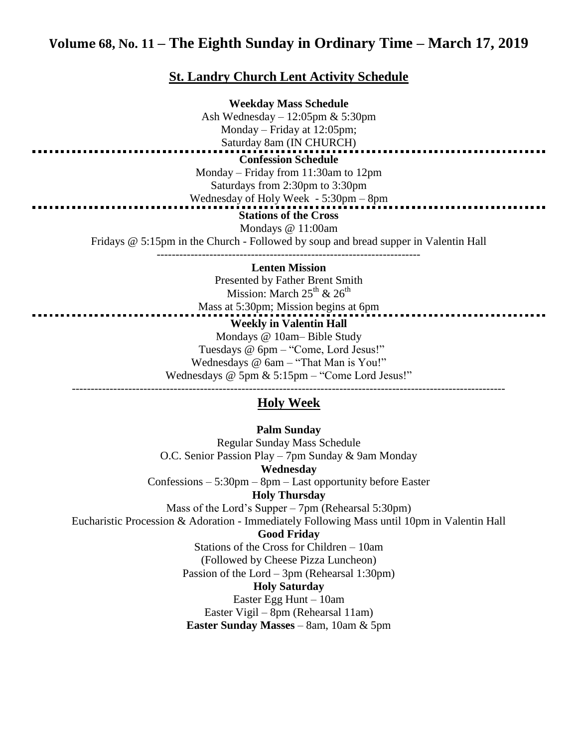## Volume 68, No. 11 – The Eighth Sunday in Ordinary Time – March 17, 2019

## St. Landry Church Lent Activity Schedule

**Weekday Mass Schedule**

Ash Wednesday – 12:05pm & 5:30pm
Monday – Friday at 12:05pm;
Saturday 8am (IN CHURCH)

**Confession Schedule**

Monday – Friday from 11:30am to 12pm
Saturdays from 2:30pm to 3:30pm
Wednesday of Holy Week - 5:30pm – 8pm

**Stations of the Cross**

Mondays @ 11:00am
Fridays @ 5:15pm in the Church - Followed by soup and bread supper in Valentin Hall

**Lenten Mission**

Presented by Father Brent Smith
Mission: March 25th & 26th
Mass at 5:30pm; Mission begins at 6pm

**Weekly in Valentin Hall**

Mondays @ 10am– Bible Study
Tuesdays @ 6pm – "Come, Lord Jesus!"
Wednesdays @ 6am – "That Man is You!"
Wednesdays @ 5pm & 5:15pm – "Come Lord Jesus!"

## Holy Week

**Palm Sunday**

Regular Sunday Mass Schedule
O.C. Senior Passion Play – 7pm Sunday & 9am Monday

**Wednesday**

Confessions – 5:30pm – 8pm – Last opportunity before Easter

**Holy Thursday**

Mass of the Lord's Supper – 7pm (Rehearsal 5:30pm)
Eucharistic Procession & Adoration - Immediately Following Mass until 10pm in Valentin Hall

**Good Friday**

Stations of the Cross for Children – 10am
(Followed by Cheese Pizza Luncheon)
Passion of the Lord – 3pm (Rehearsal 1:30pm)

**Holy Saturday**

Easter Egg Hunt – 10am
Easter Vigil – 8pm (Rehearsal 11am)

**Easter Sunday Masses** – 8am, 10am & 5pm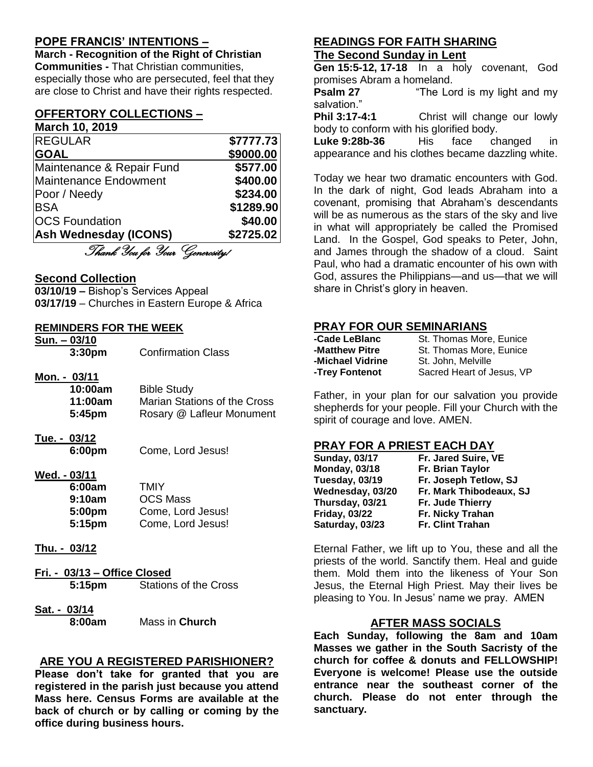## POPE FRANCIS' INTENTIONS –

**March - Recognition of the Right of Christian Communities -** That Christian communities, especially those who are persecuted, feel that they are close to Christ and have their rights respected.

## OFFERTORY COLLECTIONS –

**March 10, 2019**

| | |
|---|---|
| REGULAR | **$7777.73** |
| **GOAL** | **$9000.00** |
| Maintenance & Repair Fund | **$577.00** |
| Maintenance Endowment | **$400.00** |
| Poor / Needy | **$234.00** |
| BSA | **$1289.90** |
| OCS Foundation | **$40.00** |
| **Ash Wednesday (ICONS)** | **$2725.02** |

*Thank You for Your Generosity!*

## Second Collection

**03/10/19 –** Bishop's Services Appeal
**03/17/19** – Churches in Eastern Europe & Africa

## REMINDERS FOR THE WEEK

**Sun. – 03/10**
- **3:30pm** Confirmation Class

**Mon. - 03/11**
- **10:00am** Bible Study
- **11:00am** Marian Stations of the Cross
- **5:45pm** Rosary @ Lafleur Monument

**Tue. - 03/12**
- **6:00pm** Come, Lord Jesus!

**Wed. - 03/11**
- **6:00am** TMIY
- **9:10am** OCS Mass
- **5:00pm** Come, Lord Jesus!
- **5:15pm** Come, Lord Jesus!

**Thu. - 03/12**

**Fri. - 03/13 – Office Closed**
- **5:15pm** Stations of the Cross

**Sat. - 03/14**
- **8:00am** Mass in **Church**

## ARE YOU A REGISTERED PARISHIONER?

**Please don't take for granted that you are registered in the parish just because you attend Mass here. Census Forms are available at the back of church or by calling or coming by the office during business hours.**

## READINGS FOR FAITH SHARING

### The Second Sunday in Lent

**Gen 15:5-12, 17-18** In a holy covenant, God promises Abram a homeland.
**Psalm 27** "The Lord is my light and my salvation."
**Phil 3:17-4:1** Christ will change our lowly body to conform with his glorified body.
**Luke 9:28b-36** His face changed in appearance and his clothes became dazzling white.

Today we hear two dramatic encounters with God. In the dark of night, God leads Abraham into a covenant, promising that Abraham's descendants will be as numerous as the stars of the sky and live in what will appropriately be called the Promised Land. In the Gospel, God speaks to Peter, John, and James through the shadow of a cloud. Saint Paul, who had a dramatic encounter of his own with God, assures the Philippians—and us—that we will share in Christ's glory in heaven.

## PRAY FOR OUR SEMINARIANS

| | |
|---|---|
| **-Cade LeBlanc** | St. Thomas More, Eunice |
| **-Matthew Pitre** | St. Thomas More, Eunice |
| **-Michael Vidrine** | St. John, Melville |
| **-Trey Fontenot** | Sacred Heart of Jesus, VP |

Father, in your plan for our salvation you provide shepherds for your people. Fill your Church with the spirit of courage and love. AMEN.

## PRAY FOR A PRIEST EACH DAY

| | |
|---|---|
| **Sunday, 03/17** | **Fr. Jared Suire, VE** |
| **Monday, 03/18** | **Fr. Brian Taylor** |
| **Tuesday, 03/19** | **Fr. Joseph Tetlow, SJ** |
| **Wednesday, 03/20** | **Fr. Mark Thibodeaux, SJ** |
| **Thursday, 03/21** | **Fr. Jude Thierry** |
| **Friday, 03/22** | **Fr. Nicky Trahan** |
| **Saturday, 03/23** | **Fr. Clint Trahan** |

Eternal Father, we lift up to You, these and all the priests of the world. Sanctify them. Heal and guide them. Mold them into the likeness of Your Son Jesus, the Eternal High Priest. May their lives be pleasing to You. In Jesus' name we pray. AMEN

## AFTER MASS SOCIALS

**Each Sunday, following the 8am and 10am Masses we gather in the South Sacristy of the church for coffee & donuts and FELLOWSHIP! Everyone is welcome! Please use the outside entrance near the southeast corner of the church. Please do not enter through the sanctuary.**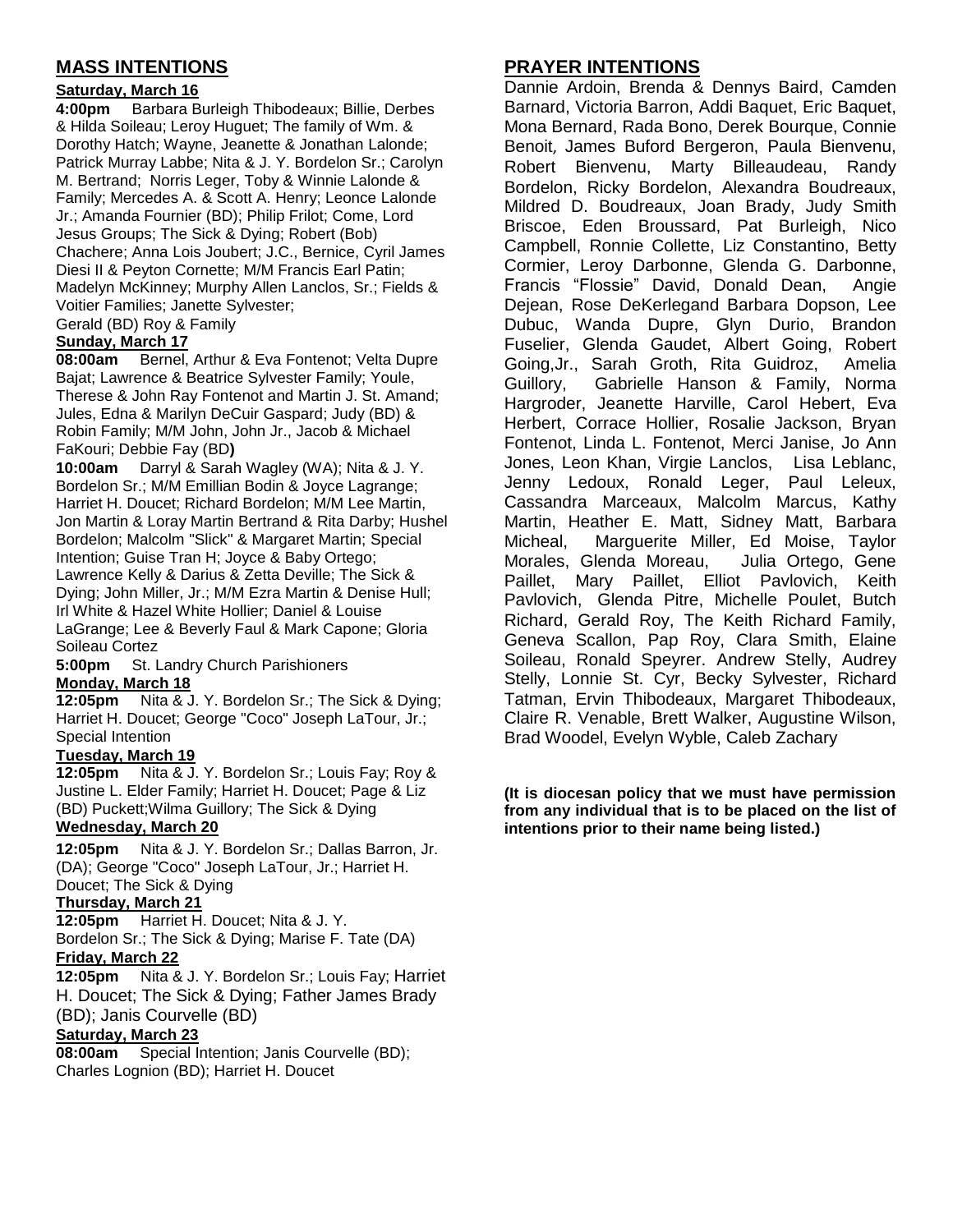## MASS INTENTIONS

**Saturday, March 16**

**4:00pm** Barbara Burleigh Thibodeaux; Billie, Derbes & Hilda Soileau; Leroy Huguet; The family of Wm. & Dorothy Hatch; Wayne, Jeanette & Jonathan Lalonde; Patrick Murray Labbe; Nita & J. Y. Bordelon Sr.; Carolyn M. Bertrand; Norris Leger, Toby & Winnie Lalonde & Family; Mercedes A. & Scott A. Henry; Leonce Lalonde Jr.; Amanda Fournier (BD); Philip Frilot; Come, Lord Jesus Groups; The Sick & Dying; Robert (Bob) Chachere; Anna Lois Joubert; J.C., Bernice, Cyril James Diesi II & Peyton Cornette; M/M Francis Earl Patin; Madelyn McKinney; Murphy Allen Lanclos, Sr.; Fields & Voitier Families; Janette Sylvester;
Gerald (BD) Roy & Family

**Sunday, March 17**

**08:00am** Bernel, Arthur & Eva Fontenot; Velta Dupre Bajat; Lawrence & Beatrice Sylvester Family; Youle, Therese & John Ray Fontenot and Martin J. St. Amand; Jules, Edna & Marilyn DeCuir Gaspard; Judy (BD) & Robin Family; M/M John, John Jr., Jacob & Michael FaKouri; Debbie Fay (BD**)**

**10:00am** Darryl & Sarah Wagley (WA); Nita & J. Y. Bordelon Sr.; M/M Emillian Bodin & Joyce Lagrange; Harriet H. Doucet; Richard Bordelon; M/M Lee Martin, Jon Martin & Loray Martin Bertrand & Rita Darby; Hushel Bordelon; Malcolm "Slick" & Margaret Martin; Special Intention; Guise Tran H; Joyce & Baby Ortego; Lawrence Kelly & Darius & Zetta Deville; The Sick & Dying; John Miller, Jr.; M/M Ezra Martin & Denise Hull; Irl White & Hazel White Hollier; Daniel & Louise LaGrange; Lee & Beverly Faul & Mark Capone; Gloria Soileau Cortez

**5:00pm** St. Landry Church Parishioners

**Monday, March 18**

**12:05pm** Nita & J. Y. Bordelon Sr.; The Sick & Dying; Harriet H. Doucet; George "Coco" Joseph LaTour, Jr.; Special Intention

**Tuesday, March 19**

**12:05pm** Nita & J. Y. Bordelon Sr.; Louis Fay; Roy & Justine L. Elder Family; Harriet H. Doucet; Page & Liz (BD) Puckett;Wilma Guillory; The Sick & Dying

**Wednesday, March 20**

**12:05pm** Nita & J. Y. Bordelon Sr.; Dallas Barron, Jr. (DA); George "Coco" Joseph LaTour, Jr.; Harriet H. Doucet; The Sick & Dying

**Thursday, March 21**

**12:05pm** Harriet H. Doucet; Nita & J. Y. Bordelon Sr.; The Sick & Dying; Marise F. Tate (DA)

**Friday, March 22**

**12:05pm** Nita & J. Y. Bordelon Sr.; Louis Fay; Harriet H. Doucet; The Sick & Dying; Father James Brady (BD); Janis Courvelle (BD)

**Saturday, March 23**

**08:00am** Special Intention; Janis Courvelle (BD); Charles Lognion (BD); Harriet H. Doucet

## PRAYER INTENTIONS

Dannie Ardoin, Brenda & Dennys Baird, Camden Barnard, Victoria Barron, Addi Baquet, Eric Baquet, Mona Bernard, Rada Bono, Derek Bourque, Connie Benoit, James Buford Bergeron, Paula Bienvenu, Robert Bienvenu, Marty Billeaudeau, Randy Bordelon, Ricky Bordelon, Alexandra Boudreaux, Mildred D. Boudreaux, Joan Brady, Judy Smith Briscoe, Eden Broussard, Pat Burleigh, Nico Campbell, Ronnie Collette, Liz Constantino, Betty Cormier, Leroy Darbonne, Glenda G. Darbonne, Francis "Flossie" David, Donald Dean, Angie Dejean, Rose DeKerlegand Barbara Dopson, Lee Dubuc, Wanda Dupre, Glyn Durio, Brandon Fuselier, Glenda Gaudet, Albert Going, Robert Going,Jr., Sarah Groth, Rita Guidroz, Amelia Guillory, Gabrielle Hanson & Family, Norma Hargroder, Jeanette Harville, Carol Hebert, Eva Herbert, Corrace Hollier, Rosalie Jackson, Bryan Fontenot, Linda L. Fontenot, Merci Janise, Jo Ann Jones, Leon Khan, Virgie Lanclos, Lisa Leblanc, Jenny Ledoux, Ronald Leger, Paul Leleux, Cassandra Marceaux, Malcolm Marcus, Kathy Martin, Heather E. Matt, Sidney Matt, Barbara Micheal, Marguerite Miller, Ed Moise, Taylor Morales, Glenda Moreau, Julia Ortego, Gene Paillet, Mary Paillet, Elliot Pavlovich, Keith Pavlovich, Glenda Pitre, Michelle Poulet, Butch Richard, Gerald Roy, The Keith Richard Family, Geneva Scallon, Pap Roy, Clara Smith, Elaine Soileau, Ronald Speyrer. Andrew Stelly, Audrey Stelly, Lonnie St. Cyr, Becky Sylvester, Richard Tatman, Ervin Thibodeaux, Margaret Thibodeaux, Claire R. Venable, Brett Walker, Augustine Wilson, Brad Woodel, Evelyn Wyble, Caleb Zachary

**(It is diocesan policy that we must have permission from any individual that is to be placed on the list of intentions prior to their name being listed.)**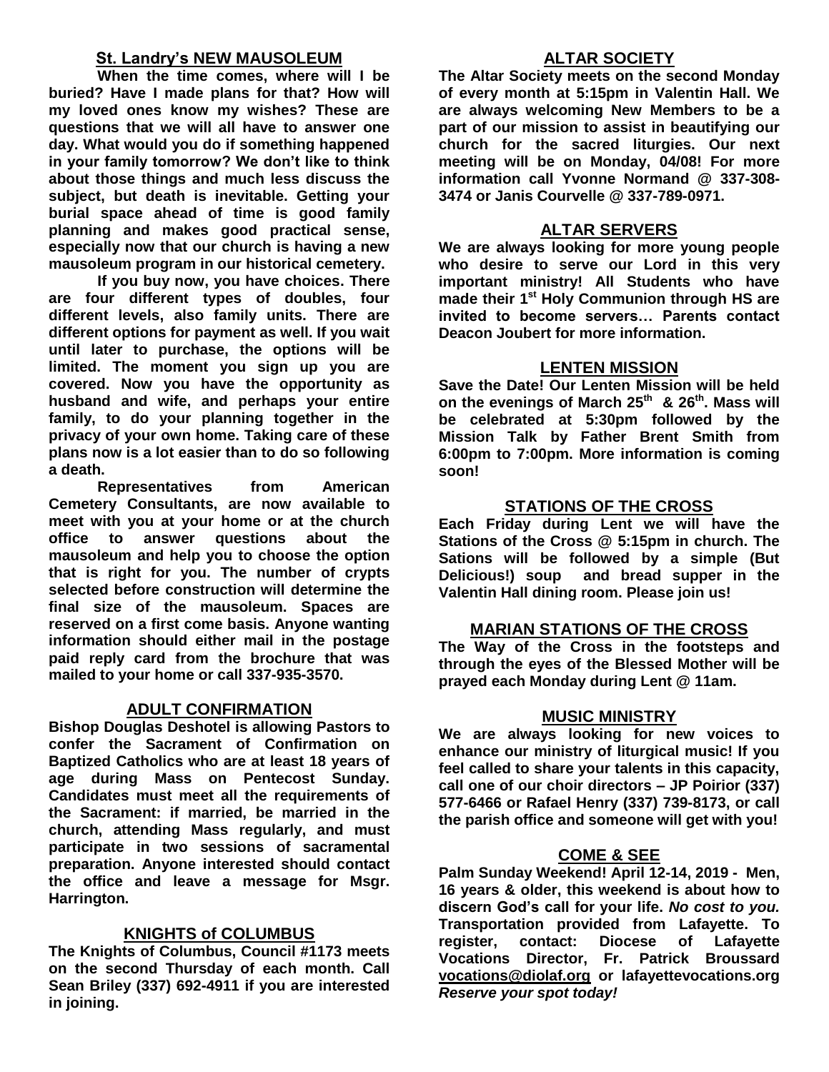## St. Landry's NEW MAUSOLEUM

**When the time comes, where will I be buried? Have I made plans for that? How will my loved ones know my wishes? These are questions that we will all have to answer one day. What would you do if something happened in your family tomorrow? We don't like to think about those things and much less discuss the subject, but death is inevitable. Getting your burial space ahead of time is good family planning and makes good practical sense, especially now that our church is having a new mausoleum program in our historical cemetery.**

**If you buy now, you have choices. There are four different types of doubles, four different levels, also family units. There are different options for payment as well. If you wait until later to purchase, the options will be limited. The moment you sign up you are covered. Now you have the opportunity as husband and wife, and perhaps your entire family, to do your planning together in the privacy of your own home. Taking care of these plans now is a lot easier than to do so following a death.**

**Representatives from American Cemetery Consultants, are now available to meet with you at your home or at the church office to answer questions about the mausoleum and help you to choose the option that is right for you. The number of crypts selected before construction will determine the final size of the mausoleum. Spaces are reserved on a first come basis. Anyone wanting information should either mail in the postage paid reply card from the brochure that was mailed to your home or call 337-935-3570.**

## ADULT CONFIRMATION

**Bishop Douglas Deshotel is allowing Pastors to confer the Sacrament of Confirmation on Baptized Catholics who are at least 18 years of age during Mass on Pentecost Sunday. Candidates must meet all the requirements of the Sacrament: if married, be married in the church, attending Mass regularly, and must participate in two sessions of sacramental preparation. Anyone interested should contact the office and leave a message for Msgr. Harrington.**

## KNIGHTS of COLUMBUS

**The Knights of Columbus, Council #1173 meets on the second Thursday of each month. Call Sean Briley (337) 692-4911 if you are interested in joining.**

## ALTAR SOCIETY

**The Altar Society meets on the second Monday of every month at 5:15pm in Valentin Hall. We are always welcoming New Members to be a part of our mission to assist in beautifying our church for the sacred liturgies. Our next meeting will be on Monday, 04/08! For more information call Yvonne Normand @ 337-308-3474 or Janis Courvelle @ 337-789-0971.**

## ALTAR SERVERS

**We are always looking for more young people who desire to serve our Lord in this very important ministry! All Students who have made their 1st Holy Communion through HS are invited to become servers… Parents contact Deacon Joubert for more information.**

## LENTEN MISSION

**Save the Date! Our Lenten Mission will be held on the evenings of March 25th & 26th. Mass will be celebrated at 5:30pm followed by the Mission Talk by Father Brent Smith from 6:00pm to 7:00pm. More information is coming soon!**

## STATIONS OF THE CROSS

**Each Friday during Lent we will have the Stations of the Cross @ 5:15pm in church. The Sations will be followed by a simple (But Delicious!) soup and bread supper in the Valentin Hall dining room. Please join us!**

## MARIAN STATIONS OF THE CROSS

**The Way of the Cross in the footsteps and through the eyes of the Blessed Mother will be prayed each Monday during Lent @ 11am.**

## MUSIC MINISTRY

**We are always looking for new voices to enhance our ministry of liturgical music! If you feel called to share your talents in this capacity, call one of our choir directors – JP Poirior (337) 577-6466 or Rafael Henry (337) 739-8173, or call the parish office and someone will get with you!**

## COME & SEE

**Palm Sunday Weekend! April 12-14, 2019 - Men, 16 years & older, this weekend is about how to discern God's call for your life. *No cost to you.* Transportation provided from Lafayette. To register, contact: Diocese of Lafayette Vocations Director, Fr. Patrick Broussard vocations@diolaf.org or lafayettevocations.org *Reserve your spot today!***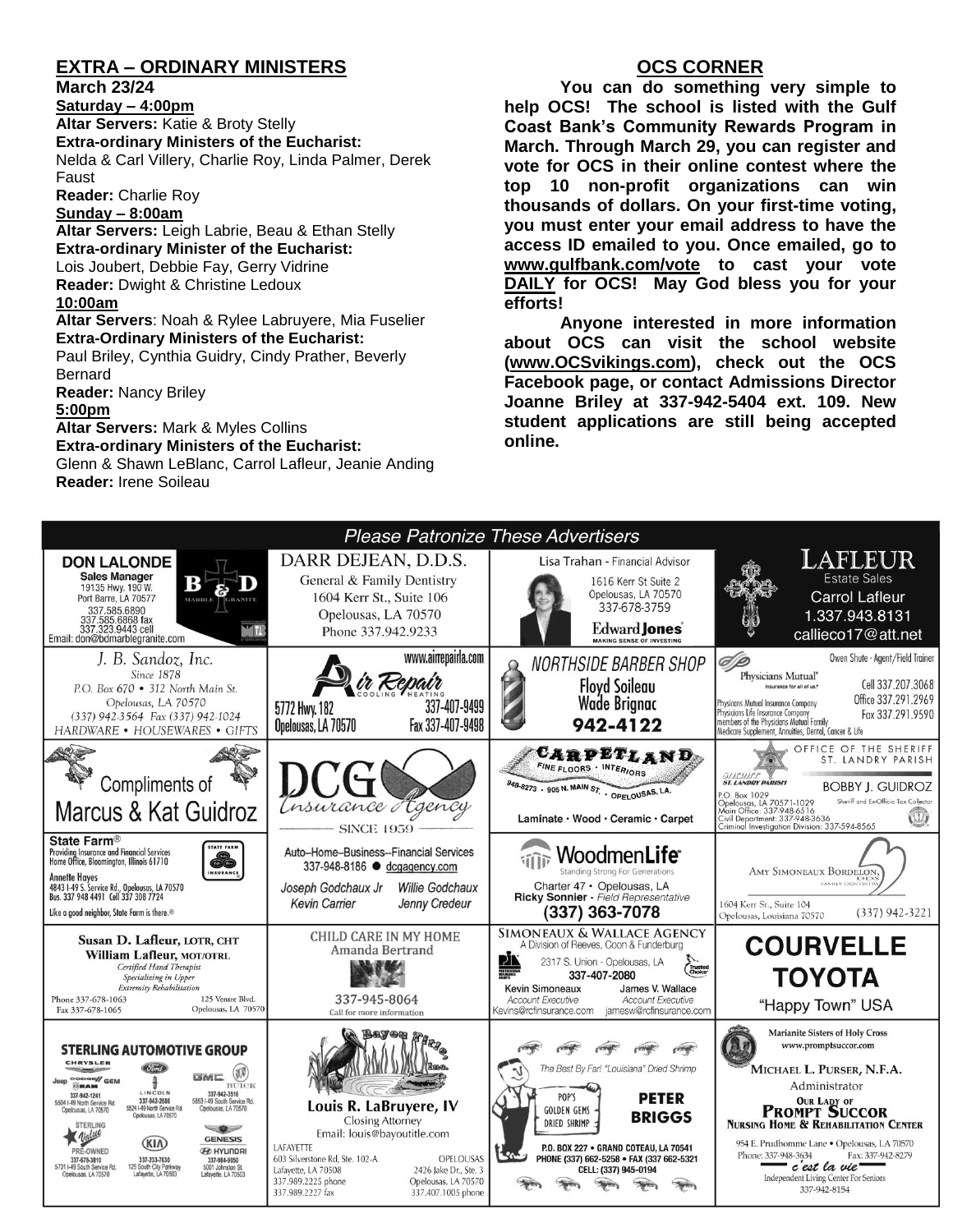## EXTRA – ORDINARY MINISTERS

**March 23/24**

**Saturday – 4:00pm**

**Altar Servers:** Katie & Broty Stelly
**Extra-ordinary Ministers of the Eucharist:**
Nelda & Carl Villery, Charlie Roy, Linda Palmer, Derek Faust
**Reader:** Charlie Roy

**Sunday – 8:00am**

**Altar Servers:** Leigh Labrie, Beau & Ethan Stelly
**Extra-ordinary Minister of the Eucharist:**
Lois Joubert, Debbie Fay, Gerry Vidrine
**Reader:** Dwight & Christine Ledoux

**10:00am**

**Altar Servers**: Noah & Rylee Labruyere, Mia Fuselier
**Extra-Ordinary Ministers of the Eucharist:**
Paul Briley, Cynthia Guidry, Cindy Prather, Beverly Bernard
**Reader:** Nancy Briley

**5:00pm**

**Altar Servers:** Mark & Myles Collins
**Extra-ordinary Ministers of the Eucharist:**
Glenn & Shawn LeBlanc, Carrol Lafleur, Jeanie Anding
**Reader:** Irene Soileau

## OCS CORNER

**You can do something very simple to help OCS! The school is listed with the Gulf Coast Bank's Community Rewards Program in March. Through March 29, you can register and vote for OCS in their online contest where the top 10 non-profit organizations can win thousands of dollars. On your first-time voting, you must enter your email address to have the access ID emailed to you. Once emailed, go to www.gulfbank.com/vote to cast your vote DAILY for OCS! May God bless you for your efforts!**

**Anyone interested in more information about OCS can visit the school website (www.OCSvikings.com), check out the OCS Facebook page, or contact Admissions Director Joanne Briley at 337-942-5404 ext. 109. New student applications are still being accepted online.**

## Please Patronize These Advertisers

**DON LALONDE** Sales Manager, 19135 Hwy. 190 W., Port Barre, LA 70577, 337.585.6890, 337.585.6868 fax, 337.323.9443 cell, Email: don@bdmarblegranite.com — B&D Marble Granite

**DARR DEJEAN, D.D.S.** General & Family Dentistry, 1604 Kerr St., Suite 106, Opelousas, LA 70570, Phone 337.942.9233

Lisa Trahan - Financial Advisor, 1616 Kerr St Suite 2, Opelousas, LA 70570, 337-678-3759 — Edward Jones, Making Sense of Investing

**LAFLEUR** Estate Sales, Carrol Lafleur, 1.337.943.8131, callieco17@att.net

**J. B. Sandoz, Inc.** Since 1878, P.O. Box 670 • 312 North Main St., Opelousas, LA 70570, (337) 942-3564 Fax (337) 942-1024, HARDWARE • HOUSEWARES • GIFTS

**Air Repair** Cooling • Heating, www.airrepairla.com, 5772 Hwy. 182, Opelousas, LA 70570, 337-407-9499, Fax 337-407-9498

**NORTHSIDE BARBER SHOP** Floyd Soileau, Wade Brignac, 942-4122

Physicians Mutual — Owen Shute - Agent/Field Trainer, Cell 337.207.3068, Office 337.291.2969, Fax 337.291.9590. Physicians Mutual Insurance Company, Physicians Life Insurance Company, members of the Physicians Mutual Family. Medicare Supplement, Annuities, Dental, Cancer & Life

Compliments of **Marcus & Kat Guidroz**

**DCG Insurance Agency** Since 1959 — Auto–Home–Business--Financial Services, 337-948-8186 ● dcgagency.com, Joseph Godchaux Jr, Willie Godchaux, Kevin Carrier, Jenny Credeur

**CARPETLAND** Fine Floors • Interiors, 948-8273 • 905 N. Main St. • Opelousas, LA. Laminate • Wood • Ceramic • Carpet

OFFICE OF THE SHERIFF, ST. LANDRY PARISH — **BOBBY J. GUIDROZ**, Sheriff and Ex-Officio Tax Collector, P.O. Box 1029, Opelousas, LA 70571-1029, Main Office: 337-948-6516, Civil Department: 337-948-3636, Criminal Investigation Division: 337-594-8565

**State Farm®** Providing Insurance and Financial Services, Home Office, Bloomington, Illinois 61710. Annette Hayes, 4843 I-49 S. Service Rd., Opelousas, LA 70570, Bus. 337 948 4491 Cell 337 308 7724. Like a good neighbor, State Farm is there.®

**WoodmenLife** Standing Strong For Generations, Charter 47 • Opelousas, LA, Ricky Sonnier - Field Representative, (337) 363-7078

AMY SIMONEAUX BORDELON, DDS, Family Dentistry, 1604 Kerr St., Suite 104, Opelousas, Louisiana 70570, (337) 942-3221

**Susan D. Lafleur, LOTR, CHT**, **William Lafleur, MOT/OTRL**, Certified Hand Therapist, Specializing in Upper Extremity Rehabilitation, Phone 337-678-1063, Fax 337-678-1065, 125 Ventre Blvd., Opelousas, LA 70570

CHILD CARE IN MY HOME, Amanda Bertrand, 337-945-8064, Call for more information

**SIMONEAUX & WALLACE AGENCY** A Division of Reeves, Coon & Funderburg, 2317 S. Union - Opelousas, LA, 337-407-2080, Kevin Simoneaux, Account Executive, Kevins@rcfinsurance.com; James V. Wallace, Account Executive, jamesw@rcfinsurance.com

**COURVELLE TOYOTA** "Happy Town" USA

**STERLING AUTOMOTIVE GROUP** — Chrysler, Jeep, Dodge, Ram: 337-942-1241, 5504 I-49 North Service Rd., Opelousas, LA 70570; Ford, Lincoln: 337-942-2686, 5524 I-49 North Service Rd., Opelousas, LA 70570; GMC, Buick: 337-942-3516, 5853 I-49 South Service Rd., Opelousas, LA 70570; Sterling Value Pre-Owned: 337-678-3810, 5731 I-49 South Service Rd., Opelousas, LA 70570; Kia: 337-233-7630, 125 South City Parkway, Lafayette, LA 70503; Genesis, Hyundai: 337-984-9050, 5001 Johnston St., Lafayette, LA 70503

**Bayou Title, Inc.** Louis R. LaBruyere, IV, Closing Attorney, Email: louis@bayoutitle.com. LAFAYETTE: 603 Silverstone Rd, Ste. 102-A, Lafayette, LA 70508, 337.989.2225 phone, 337.989.2227 fax. OPELOUSAS: 2426 Jake Dr., Ste. 3, Opelousas, LA 70570, 337.407.1005 phone

The Best By Far! "Louisiana" Dried Shrimp — POP'S GOLDEN GEMS DRIED SHRIMP, **PETER BRIGGS**, P.O. BOX 227 • GRAND COTEAU, LA 70541, PHONE (337) 662-5258 • FAX (337) 662-5321, CELL: (337) 945-0194

Marianite Sisters of Holy Cross, www.promptsuccor.com — MICHAEL L. PURSER, N.F.A., Administrator, **OUR LADY OF PROMPT SUCCOR NURSING HOME & REHABILITATION CENTER**, 954 E. Prudhomme Lane • Opelousas, LA 70570, Phone: 337-948-3634, Fax: 337-942-8279, c'est la vie, Independent Living Center For Seniors, 337-942-8154